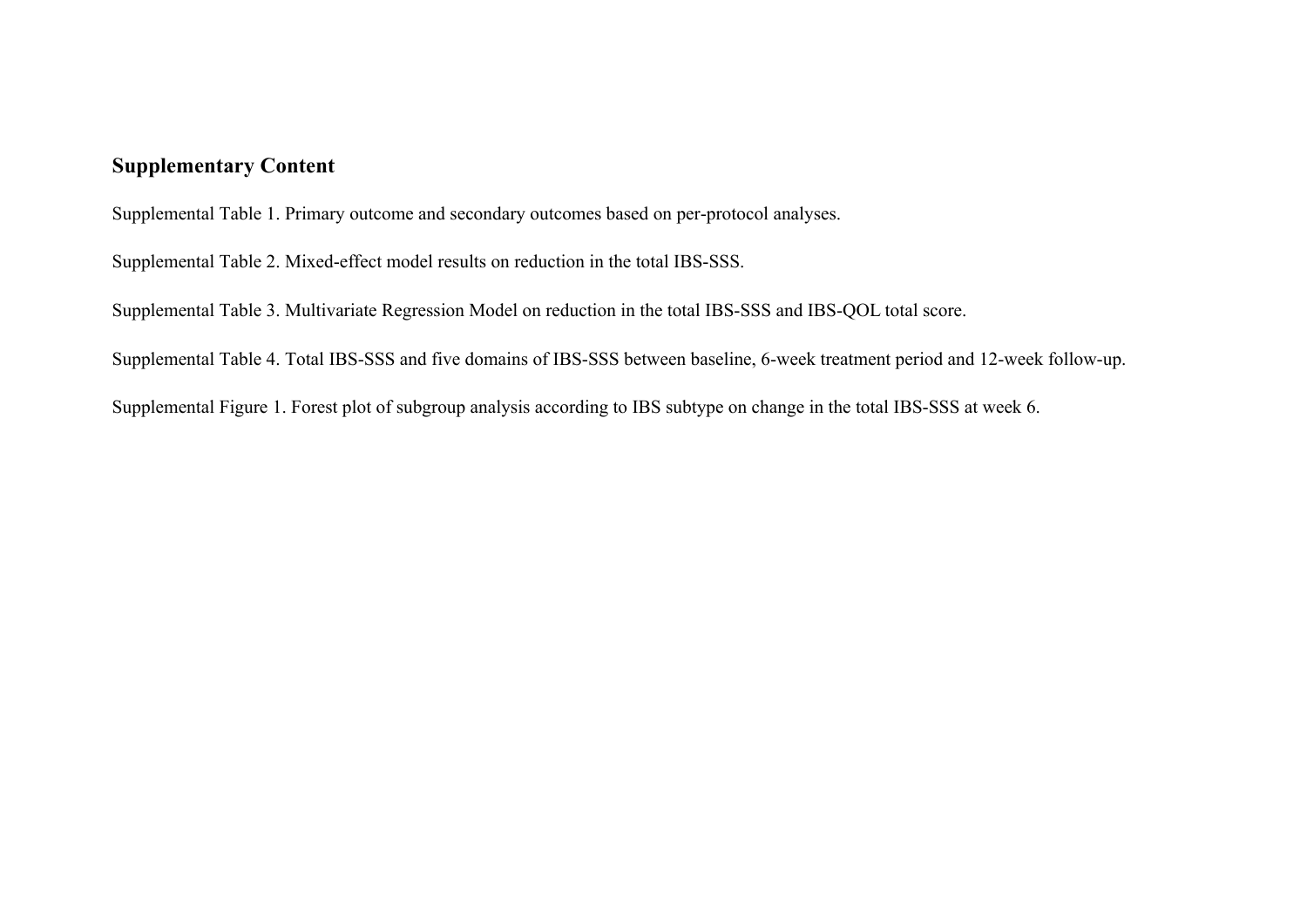## Supplementary Content

Supplemental Table 1. Primary outcome and secondary outcomes based on per-protocol analyses.

Supplemental Table 2. Mixed-effect model results on reduction in the total IBS-SSS.

Supplemental Table 3. Multivariate Regression Model on reduction in the total IBS-SSS and IBS-QOL total score.

Supplemental Table 4. Total IBS-SSS and five domains of IBS-SSS between baseline, 6-week treatment period and 12-week follow-up.

Supplemental Figure 1. Forest plot of subgroup analysis according to IBS subtype on change in the total IBS-SSS at week 6.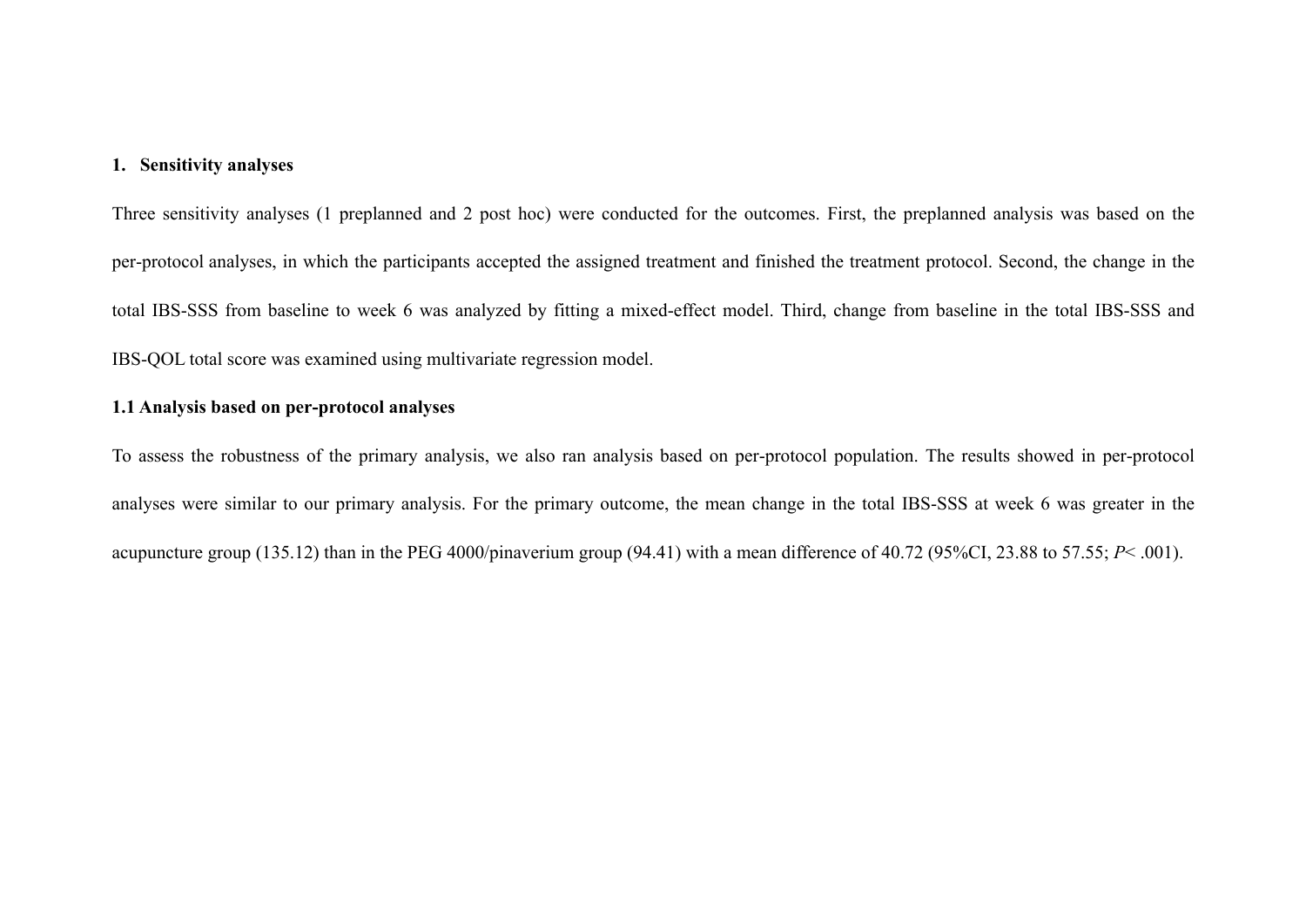## 1. Sensitivity analyses

Three sensitivity analyses (1 preplanned and 2 post hoc) were conducted for the outcomes. First, the preplanned analysis was based on the per-protocol analyses, in which the participants accepted the assigned treatment and finished the treatment protocol. Second, the change in the total IBS-SSS from baseline to week 6 was analyzed by fitting a mixed-effect model. Third, change from baseline in the total IBS-SSS and IBS-QOL total score was examined using multivariate regression model.

### 1.1 Analysis based on per-protocol analyses

To assess the robustness of the primary analysis, we also ran analysis based on per-protocol population. The results showed in per-protocol analyses were similar to our primary analysis. For the primary outcome, the mean change in the total IBS-SSS at week 6 was greater in the acupuncture group (135.12) than in the PEG 4000/pinaverium group (94.41) with a mean difference of 40.72 (95%CI, 23.88 to 57.55; $P < .001$).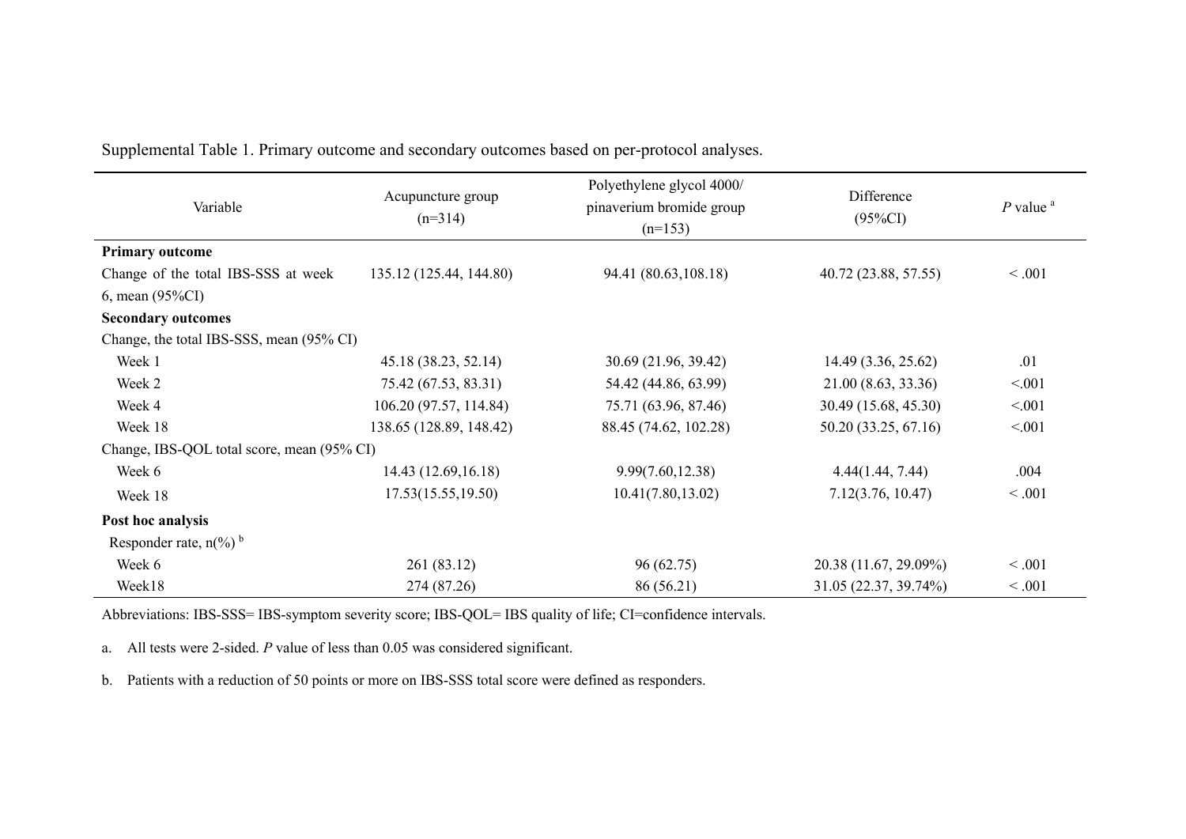Supplemental Table 1. Primary outcome and secondary outcomes based on per-protocol analyses.

| Variable | Acupuncture group (n=314) | Polyethylene glycol 4000/ pinaverium bromide group (n=153) | Difference (95%CI) | *P* value [a] |
|---|---|---|---|---|
| **Primary outcome** | | | | |
| Change of the total IBS-SSS at week 6, mean (95%CI) | 135.12 (125.44, 144.80) | 94.41 (80.63,108.18) | 40.72 (23.88, 57.55) | < .001 |
| **Secondary outcomes** | | | | |
| Change, the total IBS-SSS, mean (95% CI) | | | | |
| Week 1 | 45.18 (38.23, 52.14) | 30.69 (21.96, 39.42) | 14.49 (3.36, 25.62) | .01 |
| Week 2 | 75.42 (67.53, 83.31) | 54.42 (44.86, 63.99) | 21.00 (8.63, 33.36) | <.001 |
| Week 4 | 106.20 (97.57, 114.84) | 75.71 (63.96, 87.46) | 30.49 (15.68, 45.30) | <.001 |
| Week 18 | 138.65 (128.89, 148.42) | 88.45 (74.62, 102.28) | 50.20 (33.25, 67.16) | <.001 |
| Change, IBS-QOL total score, mean (95% CI) | | | | |
| Week 6 | 14.43 (12.69,16.18) | 9.99(7.60,12.38) | 4.44(1.44, 7.44) | .004 |
| Week 18 | 17.53(15.55,19.50) | 10.41(7.80,13.02) | 7.12(3.76, 10.47) | < .001 |
| **Post hoc analysis** | | | | |
| Responder rate, n(%) [b] | | | | |
| Week 6 | 261 (83.12) | 96 (62.75) | 20.38 (11.67, 29.09%) | < .001 |
| Week18 | 274 (87.26) | 86 (56.21) | 31.05 (22.37, 39.74%) | < .001 |

Abbreviations: IBS-SSS= IBS-symptom severity score; IBS-QOL= IBS quality of life; CI=confidence intervals.

a. All tests were 2-sided. *P* value of less than 0.05 was considered significant.

b. Patients with a reduction of 50 points or more on IBS-SSS total score were defined as responders.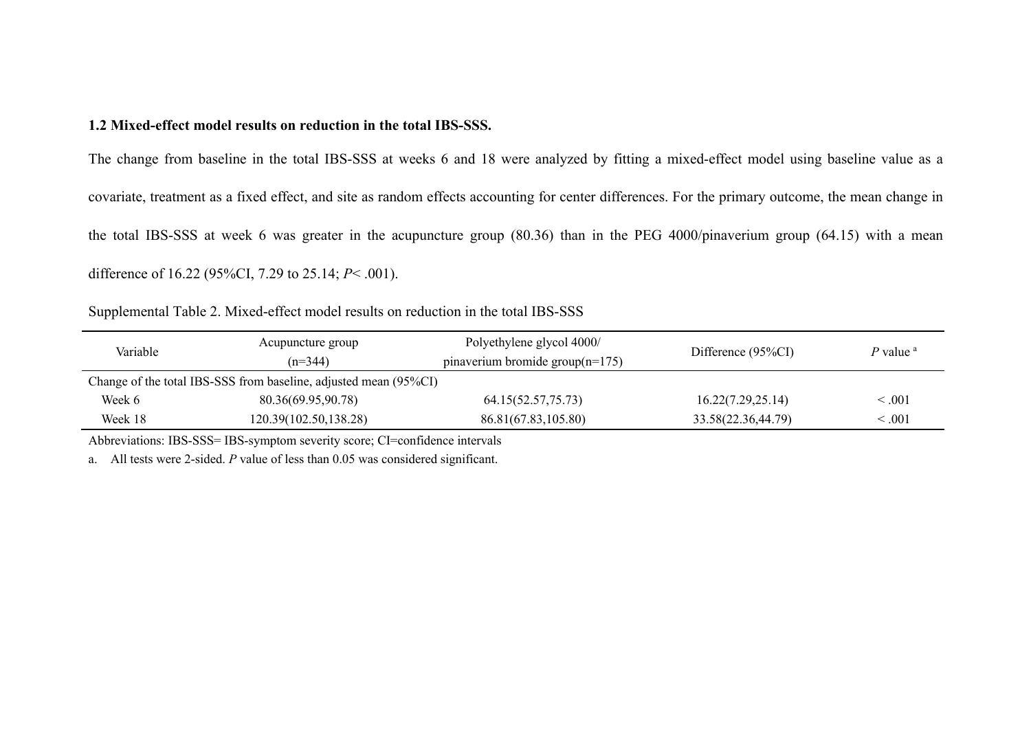**1.2 Mixed-effect model results on reduction in the total IBS-SSS.**

The change from baseline in the total IBS-SSS at weeks 6 and 18 were analyzed by fitting a mixed-effect model using baseline value as a covariate, treatment as a fixed effect, and site as random effects accounting for center differences. For the primary outcome, the mean change in the total IBS-SSS at week 6 was greater in the acupuncture group (80.36) than in the PEG 4000/pinaverium group (64.15) with a mean difference of 16.22 (95%CI, 7.29 to 25.14; *P*< .001).

Supplemental Table 2. Mixed-effect model results on reduction in the total IBS-SSS

| Variable | Acupuncture group (n=344) | Polyethylene glycol 4000/ pinaverium bromide group(n=175) | Difference (95%CI) | *P* value [a] |
|---|---|---|---|---|
| Change of the total IBS-SSS from baseline, adjusted mean (95%CI) | | | | |
| Week 6 | 80.36(69.95,90.78) | 64.15(52.57,75.73) | 16.22(7.29,25.14) | < .001 |
| Week 18 | 120.39(102.50,138.28) | 86.81(67.83,105.80) | 33.58(22.36,44.79) | < .001 |

Abbreviations: IBS-SSS= IBS-symptom severity score; CI=confidence intervals

a. All tests were 2-sided. *P* value of less than 0.05 was considered significant.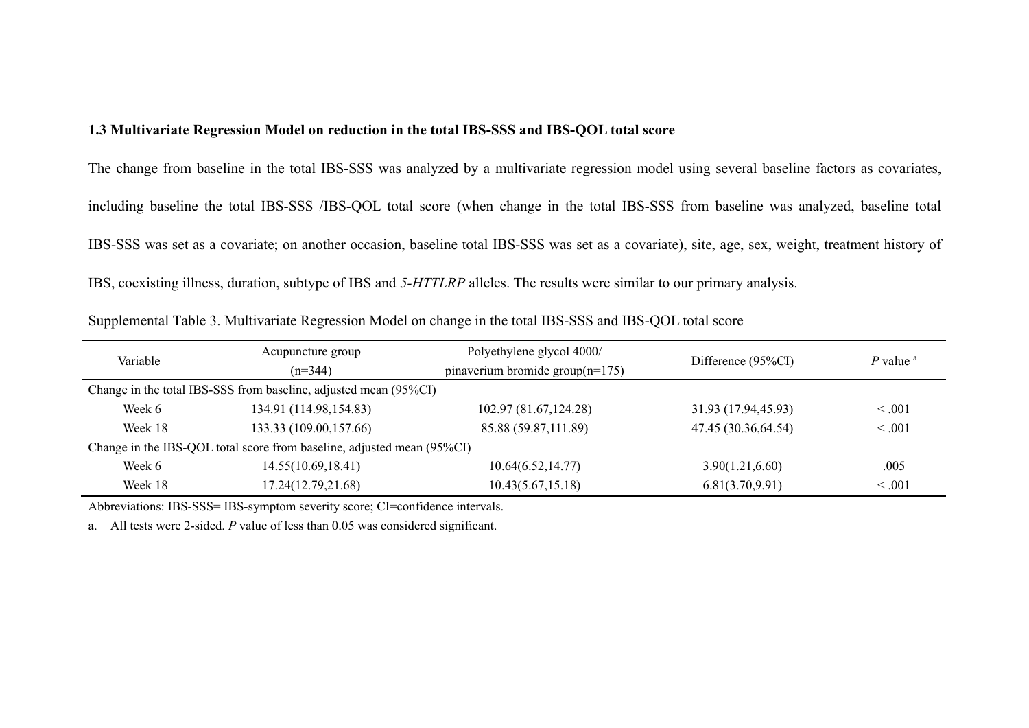### 1.3 Multivariate Regression Model on reduction in the total IBS-SSS and IBS-QOL total score

The change from baseline in the total IBS-SSS was analyzed by a multivariate regression model using several baseline factors as covariates, including baseline the total IBS-SSS /IBS-QOL total score (when change in the total IBS-SSS from baseline was analyzed, baseline total IBS-SSS was set as a covariate; on another occasion, baseline total IBS-SSS was set as a covariate), site, age, sex, weight, treatment history of IBS, coexisting illness, duration, subtype of IBS and *5-HTTLRP* alleles. The results were similar to our primary analysis.

Supplemental Table 3. Multivariate Regression Model on change in the total IBS-SSS and IBS-QOL total score

| Variable | Acupuncture group (n=344) | Polyethylene glycol 4000/ pinaverium bromide group(n=175) | Difference (95%CI) | *P* value [a] |
|---|---|---|---|---|
| Change in the total IBS-SSS from baseline, adjusted mean (95%CI) | | | | |
| Week 6 | 134.91 (114.98,154.83) | 102.97 (81.67,124.28) | 31.93 (17.94,45.93) | < .001 |
| Week 18 | 133.33 (109.00,157.66) | 85.88 (59.87,111.89) | 47.45 (30.36,64.54) | < .001 |
| Change in the IBS-QOL total score from baseline, adjusted mean (95%CI) | | | | |
| Week 6 | 14.55(10.69,18.41) | 10.64(6.52,14.77) | 3.90(1.21,6.60) | .005 |
| Week 18 | 17.24(12.79,21.68) | 10.43(5.67,15.18) | 6.81(3.70,9.91) | < .001 |

Abbreviations: IBS-SSS= IBS-symptom severity score; CI=confidence intervals.

a. All tests were 2-sided. *P* value of less than 0.05 was considered significant.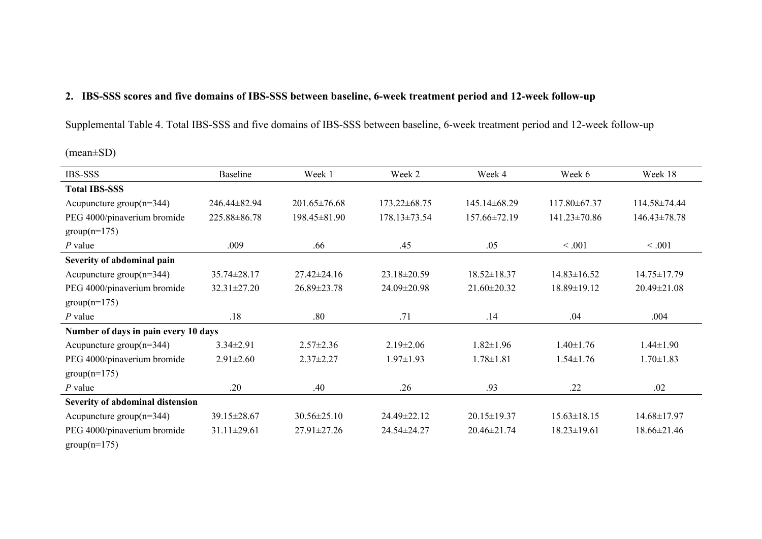## 2. IBS-SSS scores and five domains of IBS-SSS between baseline, 6-week treatment period and 12-week follow-up

Supplemental Table 4. Total IBS-SSS and five domains of IBS-SSS between baseline, 6-week treatment period and 12-week follow-up

(mean±SD)

| IBS-SSS | Baseline | Week 1 | Week 2 | Week 4 | Week 6 | Week 18 |
|---|---|---|---|---|---|---|
| **Total IBS-SSS** | | | | | | |
| Acupuncture group(n=344) | 246.44±82.94 | 201.65±76.68 | 173.22±68.75 | 145.14±68.29 | 117.80±67.37 | 114.58±74.44 |
| PEG 4000/pinaverium bromide group(n=175) | 225.88±86.78 | 198.45±81.90 | 178.13±73.54 | 157.66±72.19 | 141.23±70.86 | 146.43±78.78 |
| *P* value | .009 | .66 | .45 | .05 | < .001 | < .001 |
| **Severity of abdominal pain** | | | | | | |
| Acupuncture group(n=344) | 35.74±28.17 | 27.42±24.16 | 23.18±20.59 | 18.52±18.37 | 14.83±16.52 | 14.75±17.79 |
| PEG 4000/pinaverium bromide group(n=175) | 32.31±27.20 | 26.89±23.78 | 24.09±20.98 | 21.60±20.32 | 18.89±19.12 | 20.49±21.08 |
| *P* value | .18 | .80 | .71 | .14 | .04 | .004 |
| **Number of days in pain every 10 days** | | | | | | |
| Acupuncture group(n=344) | 3.34±2.91 | 2.57±2.36 | 2.19±2.06 | 1.82±1.96 | 1.40±1.76 | 1.44±1.90 |
| PEG 4000/pinaverium bromide group(n=175) | 2.91±2.60 | 2.37±2.27 | 1.97±1.93 | 1.78±1.81 | 1.54±1.76 | 1.70±1.83 |
| *P* value | .20 | .40 | .26 | .93 | .22 | .02 |
| **Severity of abdominal distension** | | | | | | |
| Acupuncture group(n=344) | 39.15±28.67 | 30.56±25.10 | 24.49±22.12 | 20.15±19.37 | 15.63±18.15 | 14.68±17.97 |
| PEG 4000/pinaverium bromide group(n=175) | 31.11±29.61 | 27.91±27.26 | 24.54±24.27 | 20.46±21.74 | 18.23±19.61 | 18.66±21.46 |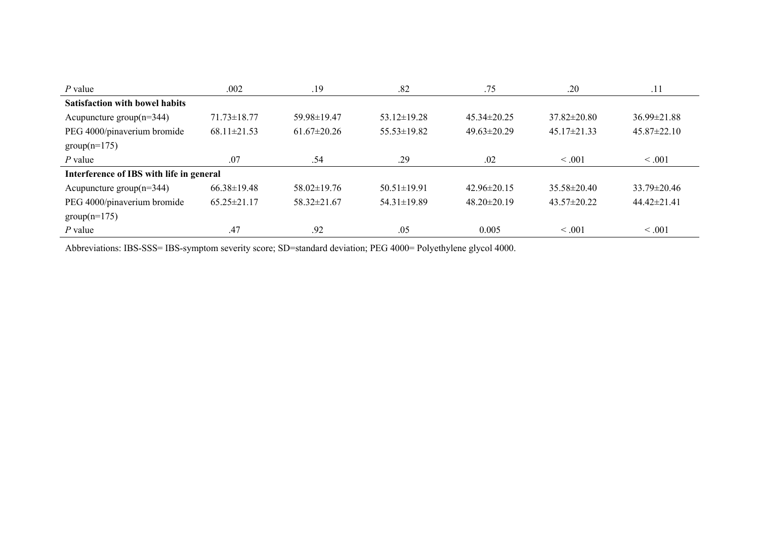| | | | | | | |
|---|---|---|---|---|---|---|
| *P* value | .002 | .19 | .82 | .75 | .20 | .11 |
| **Satisfaction with bowel habits** | | | | | | |
| Acupuncture group(n=344) | 71.73±18.77 | 59.98±19.47 | 53.12±19.28 | 45.34±20.25 | 37.82±20.80 | 36.99±21.88 |
| PEG 4000/pinaverium bromide group(n=175) | 68.11±21.53 | 61.67±20.26 | 55.53±19.82 | 49.63±20.29 | 45.17±21.33 | 45.87±22.10 |
| *P* value | .07 | .54 | .29 | .02 | < .001 | < .001 |
| **Interference of IBS with life in general** | | | | | | |
| Acupuncture group(n=344) | 66.38±19.48 | 58.02±19.76 | 50.51±19.91 | 42.96±20.15 | 35.58±20.40 | 33.79±20.46 |
| PEG 4000/pinaverium bromide group(n=175) | 65.25±21.17 | 58.32±21.67 | 54.31±19.89 | 48.20±20.19 | 43.57±20.22 | 44.42±21.41 |
| *P* value | .47 | .92 | .05 | 0.005 | < .001 | < .001 |

Abbreviations: IBS-SSS= IBS-symptom severity score; SD=standard deviation; PEG 4000= Polyethylene glycol 4000.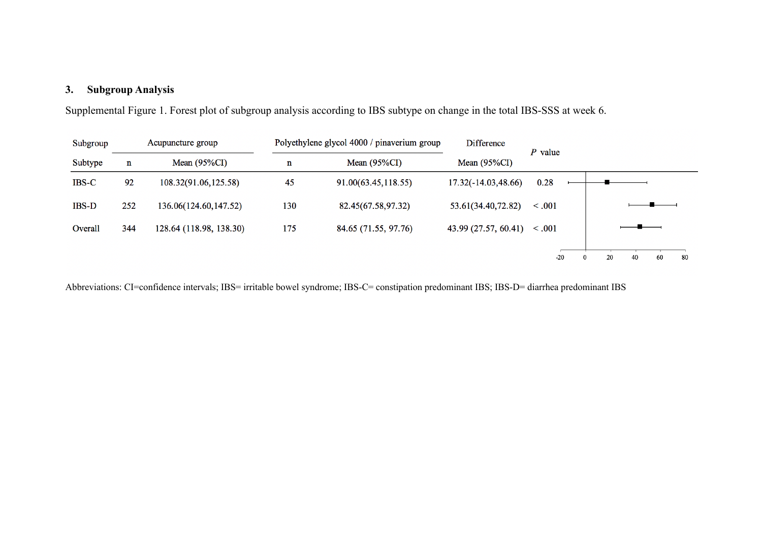### 3. Subgroup Analysis

Supplemental Figure 1. Forest plot of subgroup analysis according to IBS subtype on change in the total IBS-SSS at week 6.

| Subgroup | Acupuncture group | | Polyethylene glycol 4000 / pinaverium group | | Difference | *P* value |
|---|---|---|---|---|---|---|
| Subtype | n | Mean (95%CI) | n | Mean (95%CI) | Mean (95%CI) | |
| IBS-C | 92 | 108.32(91.06,125.58) | 45 | 91.00(63.45,118.55) | 17.32(-14.03,48.66) | 0.28 |
| IBS-D | 252 | 136.06(124.60,147.52) | 130 | 82.45(67.58,97.32) | 53.61(34.40,72.82) | < .001 |
| Overall | 344 | 128.64 (118.98, 138.30) | 175 | 84.65 (71.55, 97.76) | 43.99 (27.57, 60.41) | < .001 |

-20 0 20 40 60 80

Abbreviations: CI=confidence intervals; IBS= irritable bowel syndrome; IBS-C= constipation predominant IBS; IBS-D= diarrhea predominant IBS